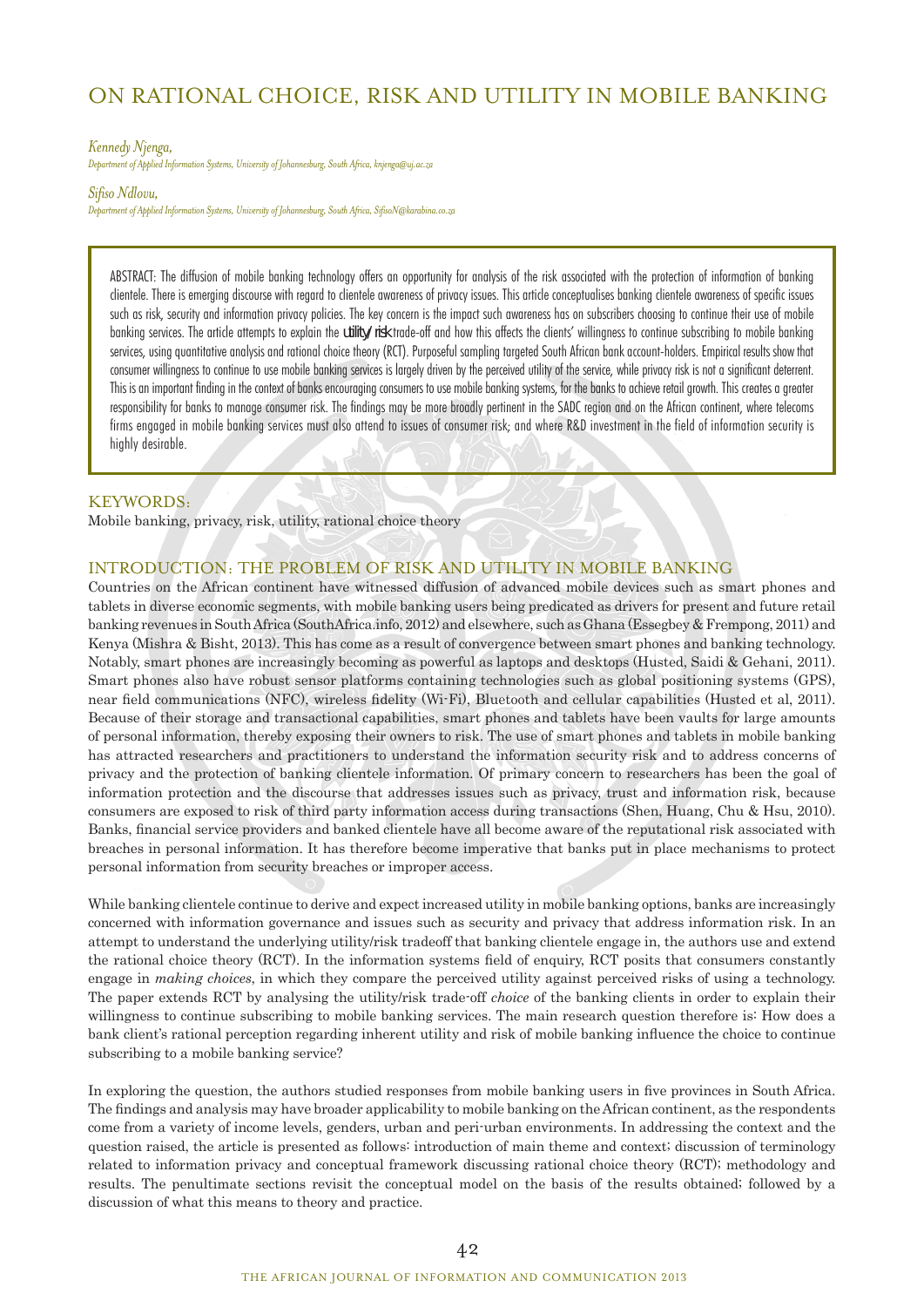# ON RATIONAL CHOICE, RISK AND UTILITY IN MOBILE BANKING

*Kennedy Njenga,*
*Department of Applied Information Systems, University of Johannesburg, South Africa, knjenga@uj.ac.za*

*Sifiso Ndlovu,*
*Department of Applied Information Systems, University of Johannesburg, South Africa, SifisoN@karabina.co.za*

ABSTRACT: The diffusion of mobile banking technology offers an opportunity for analysis of the risk associated with the protection of information of banking clientele. There is emerging discourse with regard to clientele awareness of privacy issues. This article conceptualises banking clientele awareness of specific issues such as risk, security and information privacy policies. The key concern is the impact such awareness has on subscribers choosing to continue their use of mobile banking services. The article attempts to explain the utility/risk trade-off and how this affects the clients' willingness to continue subscribing to mobile banking services, using quantitative analysis and rational choice theory (RCT). Purposeful sampling targeted South African bank account-holders. Empirical results show that consumer willingness to continue to use mobile banking services is largely driven by the perceived utility of the service, while privacy risk is not a significant deterrent. This is an important finding in the context of banks encouraging consumers to use mobile banking systems, for the banks to achieve retail growth. This creates a greater responsibility for banks to manage consumer risk. The findings may be more broadly pertinent in the SADC region and on the African continent, where telecoms firms engaged in mobile banking services must also attend to issues of consumer risk; and where R&D investment in the field of information security is highly desirable.

## KEYWORDS:

Mobile banking, privacy, risk, utility, rational choice theory

## INTRODUCTION: THE PROBLEM OF RISK AND UTILITY IN MOBILE BANKING

Countries on the African continent have witnessed diffusion of advanced mobile devices such as smart phones and tablets in diverse economic segments, with mobile banking users being predicated as drivers for present and future retail banking revenues in South Africa (SouthAfrica.info, 2012) and elsewhere, such as Ghana (Essegbey & Frempong, 2011) and Kenya (Mishra & Bisht, 2013). This has come as a result of convergence between smart phones and banking technology. Notably, smart phones are increasingly becoming as powerful as laptops and desktops (Husted, Saidi & Gehani, 2011). Smart phones also have robust sensor platforms containing technologies such as global positioning systems (GPS), near field communications (NFC), wireless fidelity (Wi-Fi), Bluetooth and cellular capabilities (Husted et al, 2011). Because of their storage and transactional capabilities, smart phones and tablets have been vaults for large amounts of personal information, thereby exposing their owners to risk. The use of smart phones and tablets in mobile banking has attracted researchers and practitioners to understand the information security risk and to address concerns of privacy and the protection of banking clientele information. Of primary concern to researchers has been the goal of information protection and the discourse that addresses issues such as privacy, trust and information risk, because consumers are exposed to risk of third party information access during transactions (Shen, Huang, Chu & Hsu, 2010). Banks, financial service providers and banked clientele have all become aware of the reputational risk associated with breaches in personal information. It has therefore become imperative that banks put in place mechanisms to protect personal information from security breaches or improper access.

While banking clientele continue to derive and expect increased utility in mobile banking options, banks are increasingly concerned with information governance and issues such as security and privacy that address information risk. In an attempt to understand the underlying utility/risk tradeoff that banking clientele engage in, the authors use and extend the rational choice theory (RCT). In the information systems field of enquiry, RCT posits that consumers constantly engage in *making choices*, in which they compare the perceived utility against perceived risks of using a technology. The paper extends RCT by analysing the utility/risk trade-off *choice* of the banking clients in order to explain their willingness to continue subscribing to mobile banking services. The main research question therefore is: How does a bank client's rational perception regarding inherent utility and risk of mobile banking influence the choice to continue subscribing to a mobile banking service?

In exploring the question, the authors studied responses from mobile banking users in five provinces in South Africa. The findings and analysis may have broader applicability to mobile banking on the African continent, as the respondents come from a variety of income levels, genders, urban and peri-urban environments. In addressing the context and the question raised, the article is presented as follows: introduction of main theme and context; discussion of terminology related to information privacy and conceptual framework discussing rational choice theory (RCT); methodology and results. The penultimate sections revisit the conceptual model on the basis of the results obtained; followed by a discussion of what this means to theory and practice.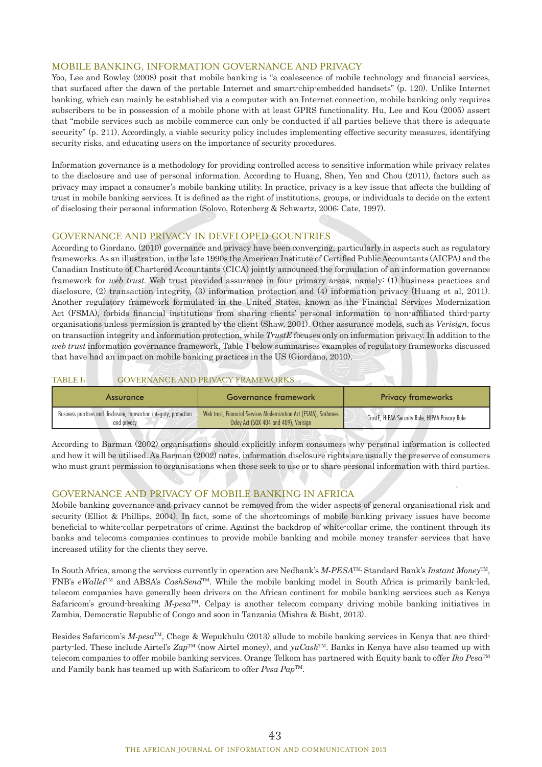## MOBILE BANKING, INFORMATION GOVERNANCE AND PRIVACY

Yoo, Lee and Rowley (2008) posit that mobile banking is "a coalescence of mobile technology and financial services, that surfaced after the dawn of the portable Internet and smart-chip-embedded handsets" (p. 120). Unlike Internet banking, which can mainly be established via a computer with an Internet connection, mobile banking only requires subscribers to be in possession of a mobile phone with at least GPRS functionality. Hu, Lee and Kou (2005) assert that "mobile services such as mobile commerce can only be conducted if all parties believe that there is adequate security" (p. 211). Accordingly, a viable security policy includes implementing effective security measures, identifying security risks, and educating users on the importance of security procedures.

Information governance is a methodology for providing controlled access to sensitive information while privacy relates to the disclosure and use of personal information. According to Huang, Shen, Yen and Chou (2011), factors such as privacy may impact a consumer's mobile banking utility. In practice, privacy is a key issue that affects the building of trust in mobile banking services. It is defined as the right of institutions, groups, or individuals to decide on the extent of disclosing their personal information (Solovo, Rotenberg & Schwartz, 2006; Cate, 1997).

## GOVERNANCE AND PRIVACY IN DEVELOPED COUNTRIES

According to Giordano, (2010) governance and privacy have been converging, particularly in aspects such as regulatory frameworks. As an illustration, in the late 1990s the American Institute of Certified Public Accountants (AICPA) and the Canadian Institute of Chartered Accountants (CICA) jointly announced the formulation of an information governance framework for *web trust*. Web trust provided assurance in four primary areas, namely: (1) business practices and disclosure, (2) transaction integrity, (3) information protection and (4) information privacy (Huang et al, 2011). Another regulatory framework formulated in the United States, known as the Financial Services Modernization Act (FSMA), forbids financial institutions from sharing clients' personal information to non-affiliated third-party organisations unless permission is granted by the client (Shaw, 2001). Other assurance models, such as *Verisign*, focus on transaction integrity and information protection, while *TrustE* focuses only on information privacy. In addition to the *web trust* information governance framework, Table 1 below summarises examples of regulatory frameworks discussed that have had an impact on mobile banking practices in the US (Giordano, 2010).

TABLE 1: GOVERNANCE AND PRIVACY FRAMEWORKS

| Assurance | Governance framework | Privacy frameworks |
|---|---|---|
| Business practices and disclosure, transaction integrity, protection and privacy | Web trust, Financial Services Modernization Act (FSMA), Sarbanes Oxley Act (SOX 404 and 409), Verisign | TrustE, HIPAA Security Rule, HIPAA Privacy Rule |

According to Barman (2002) organisations should explicitly inform consumers why personal information is collected and how it will be utilised. As Barman (2002) notes, information disclosure rights are usually the preserve of consumers who must grant permission to organisations when these seek to use or to share personal information with third parties.

## GOVERNANCE AND PRIVACY OF MOBILE BANKING IN AFRICA

Mobile banking governance and privacy cannot be removed from the wider aspects of general organisational risk and security (Elliot & Phillips, 2004). In fact, some of the shortcomings of mobile banking privacy issues have become beneficial to white-collar perpetrators of crime. Against the backdrop of white-collar crime, the continent through its banks and telecoms companies continues to provide mobile banking and mobile money transfer services that have increased utility for the clients they serve.

In South Africa, among the services currently in operation are Nedbank's *M-PESA*™, Standard Bank's *Instant Money*™, FNB's *eWallet*™ and ABSA's *CashSend*™. While the mobile banking model in South Africa is primarily bank-led, telecom companies have generally been drivers on the African continent for mobile banking services such as Kenya Safaricom's ground-breaking *M-pesa*™. Celpay is another telecom company driving mobile banking initiatives in Zambia, Democratic Republic of Congo and soon in Tanzania (Mishra & Bisht, 2013).

Besides Safaricom's *M-pesa*™, Chege & Wepukhulu (2013) allude to mobile banking services in Kenya that are third-party-led. These include Airtel's *Zap*™ (now Airtel money), and *yuCash*™. Banks in Kenya have also teamed up with telecom companies to offer mobile banking services. Orange Telkom has partnered with Equity bank to offer *Iko Pesa*™ and Family bank has teamed up with Safaricom to offer *Pesa Pap*™.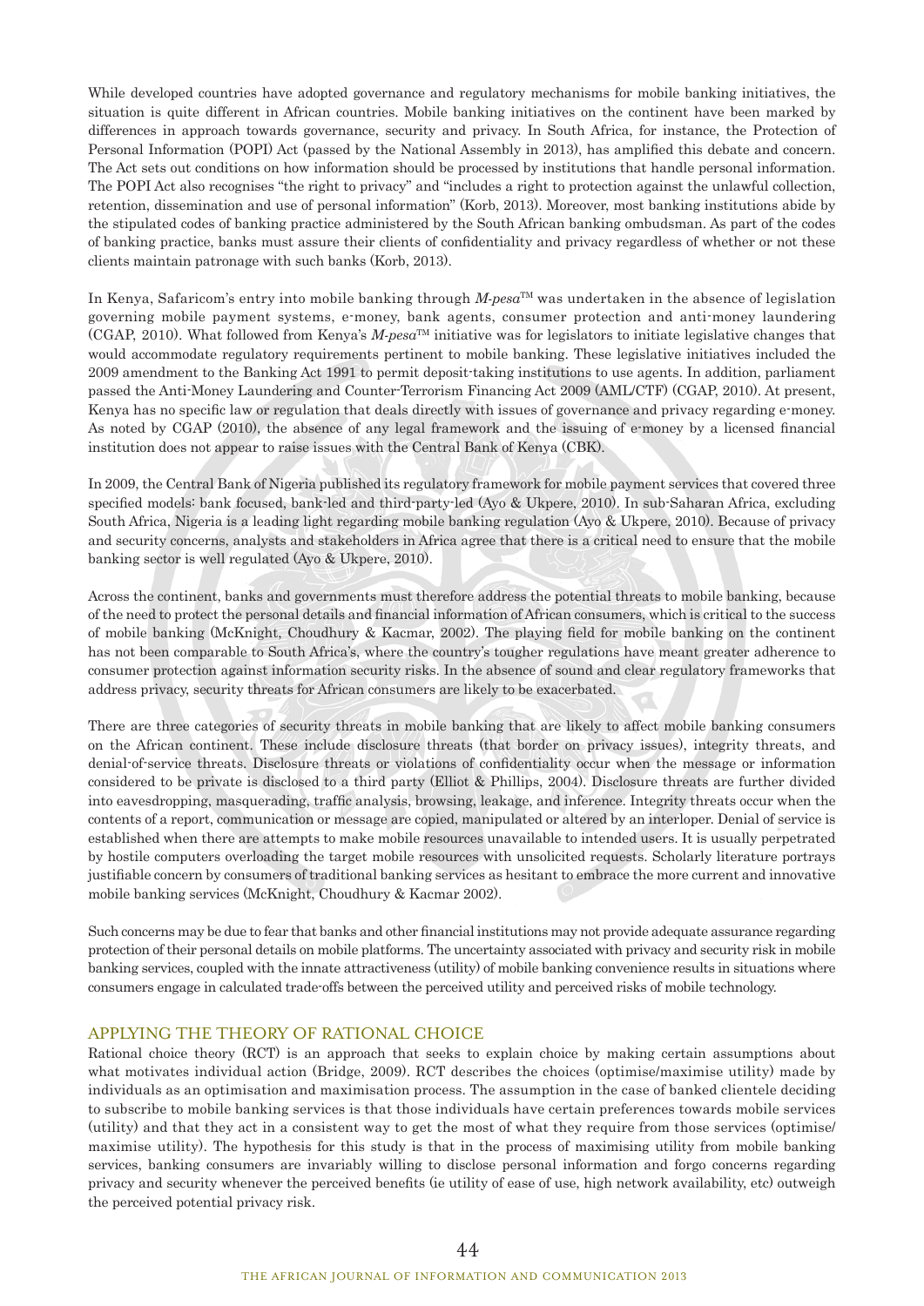While developed countries have adopted governance and regulatory mechanisms for mobile banking initiatives, the situation is quite different in African countries. Mobile banking initiatives on the continent have been marked by differences in approach towards governance, security and privacy. In South Africa, for instance, the Protection of Personal Information (POPI) Act (passed by the National Assembly in 2013), has amplified this debate and concern. The Act sets out conditions on how information should be processed by institutions that handle personal information. The POPI Act also recognises "the right to privacy" and "includes a right to protection against the unlawful collection, retention, dissemination and use of personal information" (Korb, 2013). Moreover, most banking institutions abide by the stipulated codes of banking practice administered by the South African banking ombudsman. As part of the codes of banking practice, banks must assure their clients of confidentiality and privacy regardless of whether or not these clients maintain patronage with such banks (Korb, 2013).

In Kenya, Safaricom's entry into mobile banking through *M-pesa*™ was undertaken in the absence of legislation governing mobile payment systems, e-money, bank agents, consumer protection and anti-money laundering (CGAP, 2010). What followed from Kenya's *M-pesa*™ initiative was for legislators to initiate legislative changes that would accommodate regulatory requirements pertinent to mobile banking. These legislative initiatives included the 2009 amendment to the Banking Act 1991 to permit deposit-taking institutions to use agents. In addition, parliament passed the Anti-Money Laundering and Counter-Terrorism Financing Act 2009 (AML/CTF) (CGAP, 2010). At present, Kenya has no specific law or regulation that deals directly with issues of governance and privacy regarding e-money. As noted by CGAP (2010), the absence of any legal framework and the issuing of e-money by a licensed financial institution does not appear to raise issues with the Central Bank of Kenya (CBK).

In 2009, the Central Bank of Nigeria published its regulatory framework for mobile payment services that covered three specified models: bank focused, bank-led and third-party-led (Ayo & Ukpere, 2010). In sub-Saharan Africa, excluding South Africa, Nigeria is a leading light regarding mobile banking regulation (Ayo & Ukpere, 2010). Because of privacy and security concerns, analysts and stakeholders in Africa agree that there is a critical need to ensure that the mobile banking sector is well regulated (Ayo & Ukpere, 2010).

Across the continent, banks and governments must therefore address the potential threats to mobile banking, because of the need to protect the personal details and financial information of African consumers, which is critical to the success of mobile banking (McKnight, Choudhury & Kacmar, 2002). The playing field for mobile banking on the continent has not been comparable to South Africa's, where the country's tougher regulations have meant greater adherence to consumer protection against information security risks. In the absence of sound and clear regulatory frameworks that address privacy, security threats for African consumers are likely to be exacerbated.

There are three categories of security threats in mobile banking that are likely to affect mobile banking consumers on the African continent. These include disclosure threats (that border on privacy issues), integrity threats, and denial-of-service threats. Disclosure threats or violations of confidentiality occur when the message or information considered to be private is disclosed to a third party (Elliot & Phillips, 2004). Disclosure threats are further divided into eavesdropping, masquerading, traffic analysis, browsing, leakage, and inference. Integrity threats occur when the contents of a report, communication or message are copied, manipulated or altered by an interloper. Denial of service is established when there are attempts to make mobile resources unavailable to intended users. It is usually perpetrated by hostile computers overloading the target mobile resources with unsolicited requests. Scholarly literature portrays justifiable concern by consumers of traditional banking services as hesitant to embrace the more current and innovative mobile banking services (McKnight, Choudhury & Kacmar 2002).

Such concerns may be due to fear that banks and other financial institutions may not provide adequate assurance regarding protection of their personal details on mobile platforms. The uncertainty associated with privacy and security risk in mobile banking services, coupled with the innate attractiveness (utility) of mobile banking convenience results in situations where consumers engage in calculated trade-offs between the perceived utility and perceived risks of mobile technology.

## APPLYING THE THEORY OF RATIONAL CHOICE

Rational choice theory (RCT) is an approach that seeks to explain choice by making certain assumptions about what motivates individual action (Bridge, 2009). RCT describes the choices (optimise/maximise utility) made by individuals as an optimisation and maximisation process. The assumption in the case of banked clientele deciding to subscribe to mobile banking services is that those individuals have certain preferences towards mobile services (utility) and that they act in a consistent way to get the most of what they require from those services (optimise/maximise utility). The hypothesis for this study is that in the process of maximising utility from mobile banking services, banking consumers are invariably willing to disclose personal information and forgo concerns regarding privacy and security whenever the perceived benefits (ie utility of ease of use, high network availability, etc) outweigh the perceived potential privacy risk.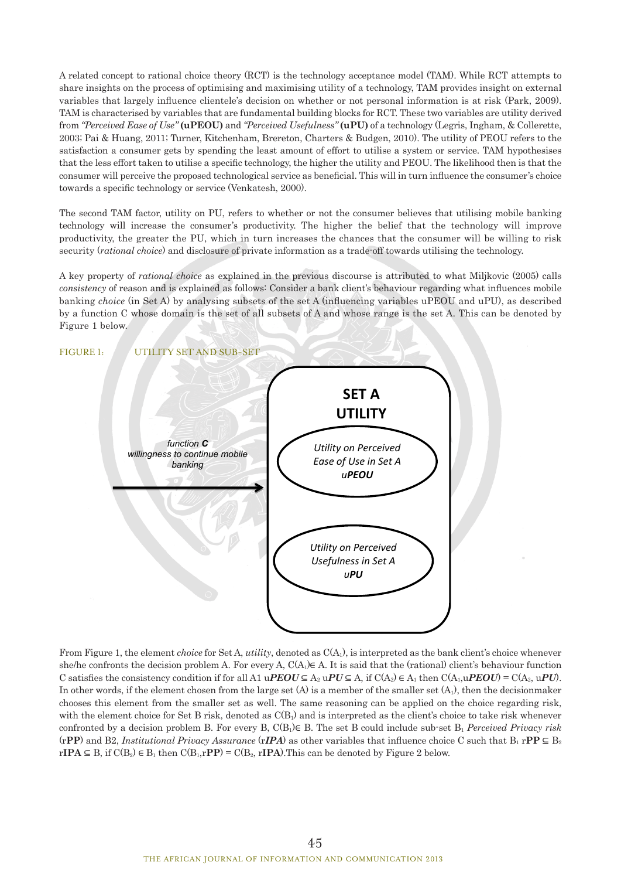A related concept to rational choice theory (RCT) is the technology acceptance model (TAM). While RCT attempts to share insights on the process of optimising and maximising utility of a technology, TAM provides insight on external variables that largely influence clientele's decision on whether or not personal information is at risk (Park, 2009). TAM is characterised by variables that are fundamental building blocks for RCT. These two variables are utility derived from *"Perceived Ease of Use"* **(uPEOU)** and *"Perceived Usefulness"* **(uPU)** of a technology (Legris, Ingham, & Collerette, 2003; Pai & Huang, 2011; Turner, Kitchenham, Brereton, Charters & Budgen, 2010). The utility of PEOU refers to the satisfaction a consumer gets by spending the least amount of effort to utilise a system or service. TAM hypothesises that the less effort taken to utilise a specific technology, the higher the utility and PEOU. The likelihood then is that the consumer will perceive the proposed technological service as beneficial. This will in turn influence the consumer's choice towards a specific technology or service (Venkatesh, 2000).

The second TAM factor, utility on PU, refers to whether or not the consumer believes that utilising mobile banking technology will increase the consumer's productivity. The higher the belief that the technology will improve productivity, the greater the PU, which in turn increases the chances that the consumer will be willing to risk security (*rational choice*) and disclosure of private information as a trade-off towards utilising the technology.

A key property of *rational choice* as explained in the previous discourse is attributed to what Miljkovic (2005) calls *consistency* of reason and is explained as follows: Consider a bank client's behaviour regarding what influences mobile banking *choice* (in Set A) by analysing subsets of the set A (influencing variables uPEOU and uPU), as described by a function C whose domain is the set of all subsets of A and whose range is the set A. This can be denoted by Figure 1 below.

FIGURE 1: UTILITY SET AND SUB-SET

*function **C** willingness to continue mobile banking* → **SET A UTILITY**: *Utility on Perceived Ease of Use in Set A u**PEOU***; *Utility on Perceived Usefulness in Set A u**PU***

From Figure 1, the element *choice* for Set A, *utility*, denoted as $C(A_1)$, is interpreted as the bank client's choice whenever she/he confronts the decision problem A. For every A, $C(A_1) \in A$. It is said that the (rational) client's behaviour function C satisfies the consistency condition if for all A1 $u\boldsymbol{PEOU} \subseteq A_2$ $u\boldsymbol{PU} \subseteq A$, if $C(A_2) \in A_1$ then $C(A_1, u\boldsymbol{PEOU}) = C(A_2, u\boldsymbol{PU})$. In other words, if the element chosen from the large set (A) is a member of the smaller set ($A_1$), then the decisionmaker chooses this element from the smaller set as well. The same reasoning can be applied on the choice regarding risk, with the element choice for Set B risk, denoted as $C(B_1)$ and is interpreted as the client's choice to take risk whenever confronted by a decision problem B. For every B, $C(B_1) \in B$. The set B could include sub-set $B_1$ *Perceived Privacy risk* (r**PP**) and B2, *Institutional Privacy Assurance* (r***IPA***) as other variables that influence choice C such that $B_1$ $r\mathbf{PP} \subseteq B_2$ $r\mathbf{IPA} \subseteq B$, if $C(B_2) \in B_1$ then $C(B_1, r\mathbf{PP}) = C(B_2, r\mathbf{IPA})$.This can be denoted by Figure 2 below.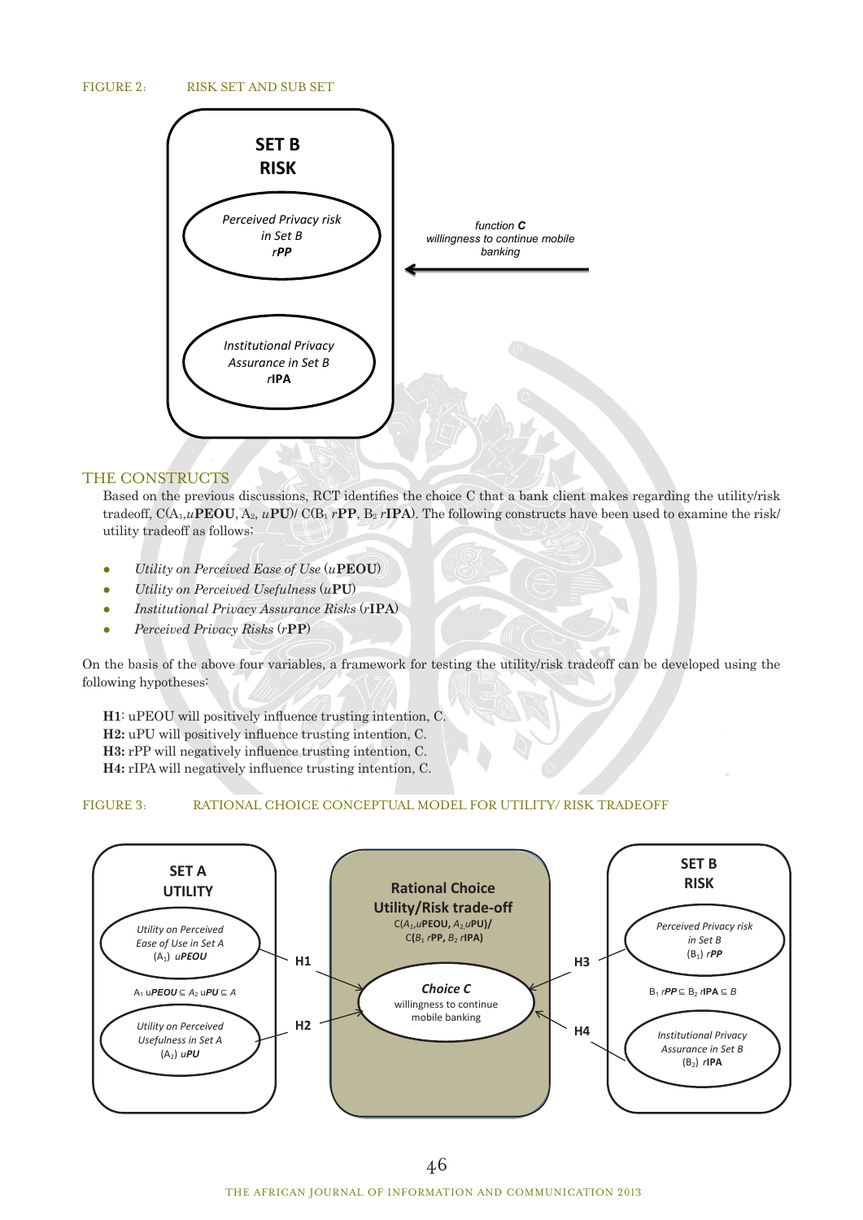FIGURE 2: RISK SET AND SUB SET

SET B
RISK

Perceived Privacy risk in Set B
*r***PP**

Institutional Privacy Assurance in Set B
*r***IPA**

function **C**
willingness to continue mobile banking

## THE CONSTRUCTS

Based on the previous discussions, RCT identifies the choice C that a bank client makes regarding the utility/risk tradeoff, C($A_1$,*u***PEOU**, $A_2$, *u***PU**)/ C($B_1$ *r***PP**, $B_2$ *r***IPA**). The following constructs have been used to examine the risk/utility tradeoff as follows;

- *Utility on Perceived Ease of Use* (*u***PEOU**)
- *Utility on Perceived Usefulness* (*u***PU**)
- *Institutional Privacy Assurance Risks* (*r***IPA**)
- *Perceived Privacy Risks* (*r***PP**)

On the basis of the above four variables, a framework for testing the utility/risk tradeoff can be developed using the following hypotheses:

**H1**: uPEOU will positively influence trusting intention, C.
**H2:** uPU will positively influence trusting intention, C.
**H3:** rPP will negatively influence trusting intention, C.
**H4:** rIPA will negatively influence trusting intention, C.

FIGURE 3: RATIONAL CHOICE CONCEPTUAL MODEL FOR UTILITY/ RISK TRADEOFF

SET A
UTILITY

Utility on Perceived Ease of Use in Set A
($A_1$) *u***PEOU**

$A_1$ u*PEOU* ⊆ $A_2$ u*PU* ⊆ *A*

Utility on Perceived Usefulness in Set A
($A_2$) *u***PU**

Rational Choice
Utility/Risk trade-off
C($A_1$,*u***PEOU**, $A_2$*u***PU**)/
C($B_1$ *r***PP**, $B_2$ *r***IPA**)

**Choice C**
willingness to continue mobile banking

H1 H2 H3 H4

SET B
RISK

Perceived Privacy risk in Set B
($B_1$) *r***PP**

$B_1$ *rPP* ⊆ $B_2$ *r***IPA** ⊆ *B*

Institutional Privacy Assurance in Set B
($B_2$) *r***IPA**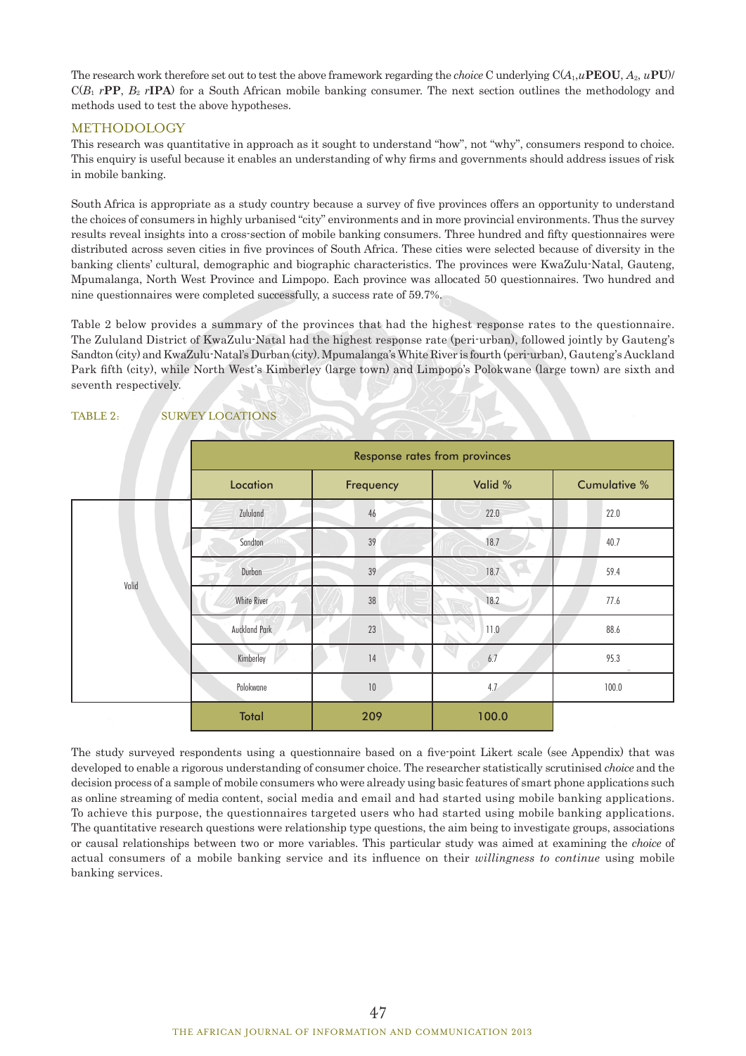The research work therefore set out to test the above framework regarding the *choice* C underlying C($A_1$,*u***PEOU**, $A_2$, *u***PU**)/ C($B_1$ *r***PP**, $B_2$ *r***IPA**) for a South African mobile banking consumer. The next section outlines the methodology and methods used to test the above hypotheses.

## METHODOLOGY

This research was quantitative in approach as it sought to understand "how", not "why", consumers respond to choice. This enquiry is useful because it enables an understanding of why firms and governments should address issues of risk in mobile banking.

South Africa is appropriate as a study country because a survey of five provinces offers an opportunity to understand the choices of consumers in highly urbanised "city" environments and in more provincial environments. Thus the survey results reveal insights into a cross-section of mobile banking consumers. Three hundred and fifty questionnaires were distributed across seven cities in five provinces of South Africa. These cities were selected because of diversity in the banking clients' cultural, demographic and biographic characteristics. The provinces were KwaZulu-Natal, Gauteng, Mpumalanga, North West Province and Limpopo. Each province was allocated 50 questionnaires. Two hundred and nine questionnaires were completed successfully, a success rate of 59.7%.

Table 2 below provides a summary of the provinces that had the highest response rates to the questionnaire. The Zululand District of KwaZulu-Natal had the highest response rate (peri-urban), followed jointly by Gauteng's Sandton (city) and KwaZulu-Natal's Durban (city). Mpumalanga's White River is fourth (peri-urban), Gauteng's Auckland Park fifth (city), while North West's Kimberley (large town) and Limpopo's Polokwane (large town) are sixth and seventh respectively.

TABLE 2: SURVEY LOCATIONS

| | Response rates from provinces | | | |
|---|---|---|---|---|
| | Location | Frequency | Valid % | Cumulative % |
| Valid | Zululand | 46 | 22.0 | 22.0 |
| | Sandton | 39 | 18.7 | 40.7 |
| | Durban | 39 | 18.7 | 59.4 |
| | White River | 38 | 18.2 | 77.6 |
| | Auckland Park | 23 | 11.0 | 88.6 |
| | Kimberley | 14 | 6.7 | 95.3 |
| | Polokwane | 10 | 4.7 | 100.0 |
| | Total | 209 | 100.0 | |

The study surveyed respondents using a questionnaire based on a five-point Likert scale (see Appendix) that was developed to enable a rigorous understanding of consumer choice. The researcher statistically scrutinised *choice* and the decision process of a sample of mobile consumers who were already using basic features of smart phone applications such as online streaming of media content, social media and email and had started using mobile banking applications. To achieve this purpose, the questionnaires targeted users who had started using mobile banking applications. The quantitative research questions were relationship type questions, the aim being to investigate groups, associations or causal relationships between two or more variables. This particular study was aimed at examining the *choice* of actual consumers of a mobile banking service and its influence on their *willingness to continue* using mobile banking services.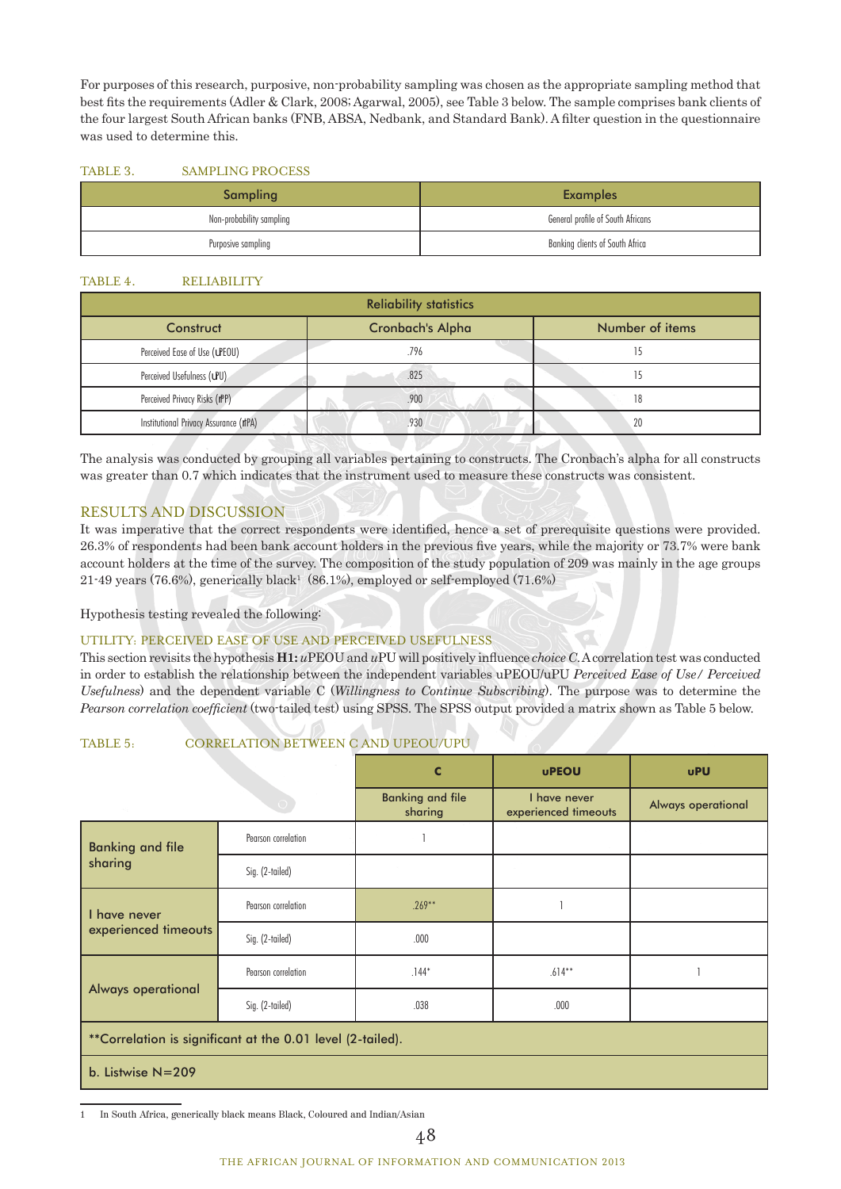For purposes of this research, purposive, non-probability sampling was chosen as the appropriate sampling method that best fits the requirements (Adler & Clark, 2008; Agarwal, 2005), see Table 3 below. The sample comprises bank clients of the four largest South African banks (FNB, ABSA, Nedbank, and Standard Bank). A filter question in the questionnaire was used to determine this.

TABLE 3. SAMPLING PROCESS

| Sampling | Examples |
|---|---|
| Non-probability sampling | General profile of South Africans |
| Purposive sampling | Banking clients of South Africa |

TABLE 4. RELIABILITY

| Reliability statistics | | |
|---|---|---|
| **Construct** | **Cronbach's Alpha** | **Number of items** |
| Perceived Ease of Use (uPEOU) | .796 | 15 |
| Perceived Usefulness (uPU) | .825 | 15 |
| Perceived Privacy Risks (πPP) | .900 | 18 |
| Institutional Privacy Assurance (πIPA) | .930 | 20 |

The analysis was conducted by grouping all variables pertaining to constructs. The Cronbach's alpha for all constructs was greater than 0.7 which indicates that the instrument used to measure these constructs was consistent.

## RESULTS AND DISCUSSION

It was imperative that the correct respondents were identified, hence a set of prerequisite questions were provided. 26.3% of respondents had been bank account holders in the previous five years, while the majority or 73.7% were bank account holders at the time of the survey. The composition of the study population of 209 was mainly in the age groups 21-49 years (76.6%), generically black[1] (86.1%), employed or self-employed (71.6%)

Hypothesis testing revealed the following:

### UTILITY: PERCEIVED EASE OF USE AND PERCEIVED USEFULNESS

This section revisits the hypothesis **H1:** *u*PEOU and *u*PU will positively influence *choice C*. A correlation test was conducted in order to establish the relationship between the independent variables uPEOU/uPU *Perceived Ease of Use/ Perceived Usefulness*) and the dependent variable C (*Willingness to Continue Subscribing*). The purpose was to determine the *Pearson correlation coefficient* (two-tailed test) using SPSS. The SPSS output provided a matrix shown as Table 5 below.

TABLE 5: CORRELATION BETWEEN C AND UPEOU/UPU

| | | C | uPEOU | uPU |
|---|---|---|---|---|
| | | Banking and file sharing | I have never experienced timeouts | Always operational |
| Banking and file sharing | Pearson correlation | 1 | | |
| | Sig. (2-tailed) | | | |
| I have never experienced timeouts | Pearson correlation | .269** | 1 | |
| | Sig. (2-tailed) | .000 | | |
| Always operational | Pearson correlation | .144* | .614** | 1 |
| | Sig. (2-tailed) | .038 | .000 | |
| **Correlation is significant at the 0.01 level (2-tailed). | | | | |
| b. Listwise N=209 | | | | |

[1] In South Africa, generically black means Black, Coloured and Indian/Asian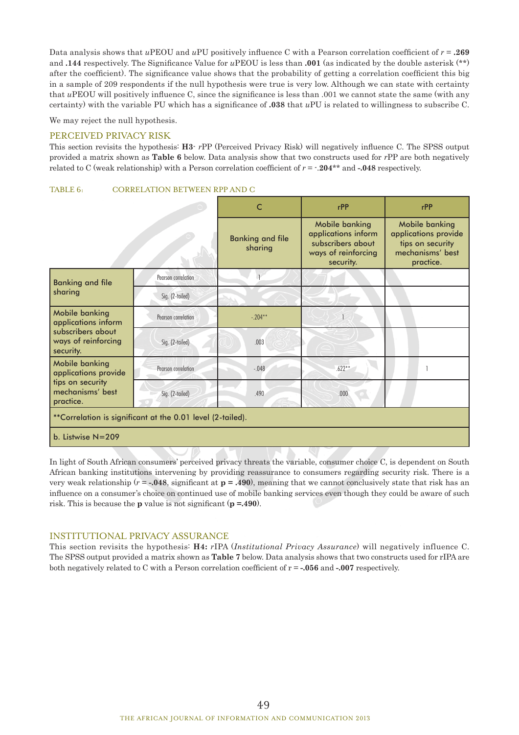Data analysis shows that *u*PEOU and *u*PU positively influence C with a Pearson correlation coefficient of $r$ = **.269** and **.144** respectively. The Significance Value for *u*PEOU is less than **.001** (as indicated by the double asterisk (**) after the coefficient). The significance value shows that the probability of getting a correlation coefficient this big in a sample of 209 respondents if the null hypothesis were true is very low. Although we can state with certainty that *u*PEOU will positively influence C, since the significance is less than .001 we cannot state the same (with any certainty) with the variable PU which has a significance of **.038** that *u*PU is related to willingness to subscribe C.

We may reject the null hypothesis.

## PERCEIVED PRIVACY RISK

This section revisits the hypothesis: **H3**- *r*PP (Perceived Privacy Risk) will negatively influence C. The SPSS output provided a matrix shown as **Table 6** below. Data analysis show that two constructs used for *r*PP are both negatively related to C (weak relationship) with a Person correlation coefficient of $r$ = -**.204**** and **-.048** respectively.

TABLE 6: CORRELATION BETWEEN RPP AND C

| | | C | rPP | rPP |
|---|---|---|---|---|
| | | Banking and file sharing | Mobile banking applications inform subscribers about ways of reinforcing security. | Mobile banking applications provide tips on security mechanisms' best practice. |
| Banking and file sharing | Pearson correlation | 1 | | |
| | Sig. (2-tailed) | | | |
| Mobile banking applications inform subscribers about ways of reinforcing security. | Pearson correlation | -.204** | 1 | |
| | Sig. (2-tailed) | .003 | | |
| Mobile banking applications provide tips on security mechanisms' best practice. | Pearson correlation | -.048 | .622** | 1 |
| | Sig. (2-tailed) | .490 | .000 | |
| **Correlation is significant at the 0.01 level (2-tailed). | | | | |
| b. Listwise N=209 | | | | |

In light of South African consumers' perceived privacy threats the variable, consumer choice C, is dependent on South African banking institutions intervening by providing reassurance to consumers regarding security risk. There is a very weak relationship ($r$ = **-.048**, significant at **p = .490**), meaning that we cannot conclusively state that risk has an influence on a consumer's choice on continued use of mobile banking services even though they could be aware of such risk. This is because the **p** value is not significant (**p =.490**).

## INSTITUTIONAL PRIVACY ASSURANCE

This section revisits the hypothesis: **H4:** *r*IPA (*Institutional Privacy Assurance*) will negatively influence C. The SPSS output provided a matrix shown as **Table 7** below. Data analysis shows that two constructs used for rIPA are both negatively related to C with a Person correlation coefficient of r = **-.056** and **-.007** respectively.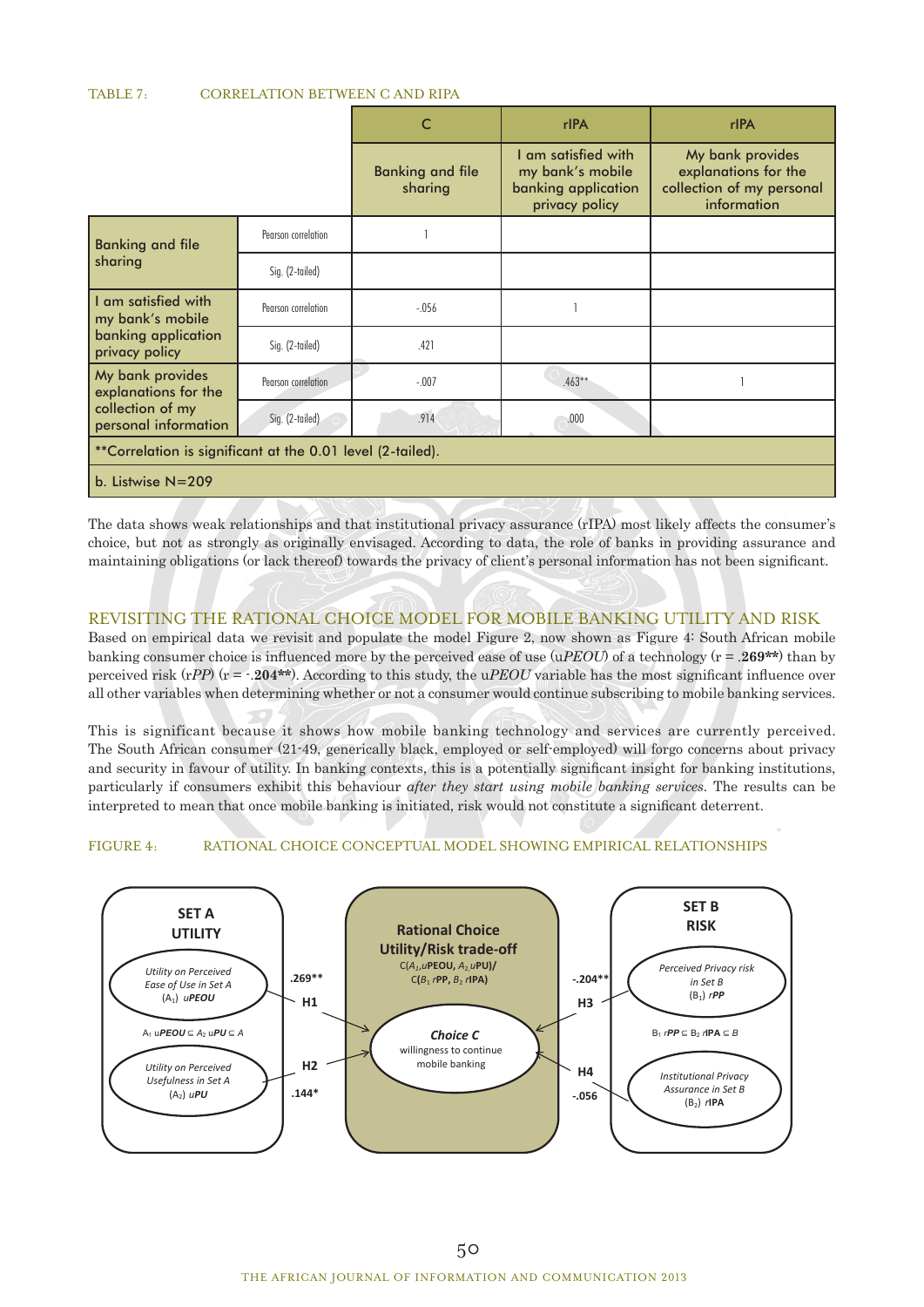TABLE 7: CORRELATION BETWEEN C AND RIPA

| | | C | rIPA | rIPA |
|---|---|---|---|---|
| | | Banking and file sharing | I am satisfied with my bank's mobile banking application privacy policy | My bank provides explanations for the collection of my personal information |
| Banking and file sharing | Pearson correlation | 1 | | |
| | Sig. (2-tailed) | | | |
| I am satisfied with my bank's mobile banking application privacy policy | Pearson correlation | -.056 | 1 | |
| | Sig. (2-tailed) | .421 | | |
| My bank provides explanations for the collection of my personal information | Pearson correlation | -.007 | .463** | 1 |
| | Sig. (2-tailed) | .914 | .000 | |
| **Correlation is significant at the 0.01 level (2-tailed). | | | | |
| b. Listwise N=209 | | | | |

The data shows weak relationships and that institutional privacy assurance (rIPA) most likely affects the consumer's choice, but not as strongly as originally envisaged. According to data, the role of banks in providing assurance and maintaining obligations (or lack thereof) towards the privacy of client's personal information has not been significant.

## REVISITING THE RATIONAL CHOICE MODEL FOR MOBILE BANKING UTILITY AND RISK

Based on empirical data we revisit and populate the model Figure 2, now shown as Figure 4: South African mobile banking consumer choice is influenced more by the perceived ease of use (u*PEOU*) of a technology (r = .**269****) than by perceived risk (r*PP*) (r = -.**204****). According to this study, the u*PEOU* variable has the most significant influence over all other variables when determining whether or not a consumer would continue subscribing to mobile banking services.

This is significant because it shows how mobile banking technology and services are currently perceived. The South African consumer (21-49, generically black, employed or self-employed) will forgo concerns about privacy and security in favour of utility. In banking contexts, this is a potentially significant insight for banking institutions, particularly if consumers exhibit this behaviour *after they start using mobile banking services*. The results can be interpreted to mean that once mobile banking is initiated, risk would not constitute a significant deterrent.

FIGURE 4: RATIONAL CHOICE CONCEPTUAL MODEL SHOWING EMPIRICAL RELATIONSHIPS

**SET A UTILITY**

- Utility on Perceived Ease of Use in Set A ($A_1$) *uPEOU*
- $A_1$ u*PEOU* ⊆ $A_2$ u*PU* ⊆ A
- Utility on Perceived Usefulness in Set A ($A_2$) *uPU*

**Rational Choice Utility/Risk trade-off**

C($A_1$,u**PEOU**, $A_2$,u**PU**)/ C($B_1$ r**PP**, $B_2$ r**IPA**)

**Choice C** willingness to continue mobile banking

- H1: .269**
- H2: .144*
- H3: -.204**
- H4: -.056

**SET B RISK**

- Perceived Privacy risk in Set B ($B_1$) *rPP*
- $B_1$ r*PP* ⊆ $B_2$ r**IPA** ⊆ B
- Institutional Privacy Assurance in Set B ($B_2$) r**IPA**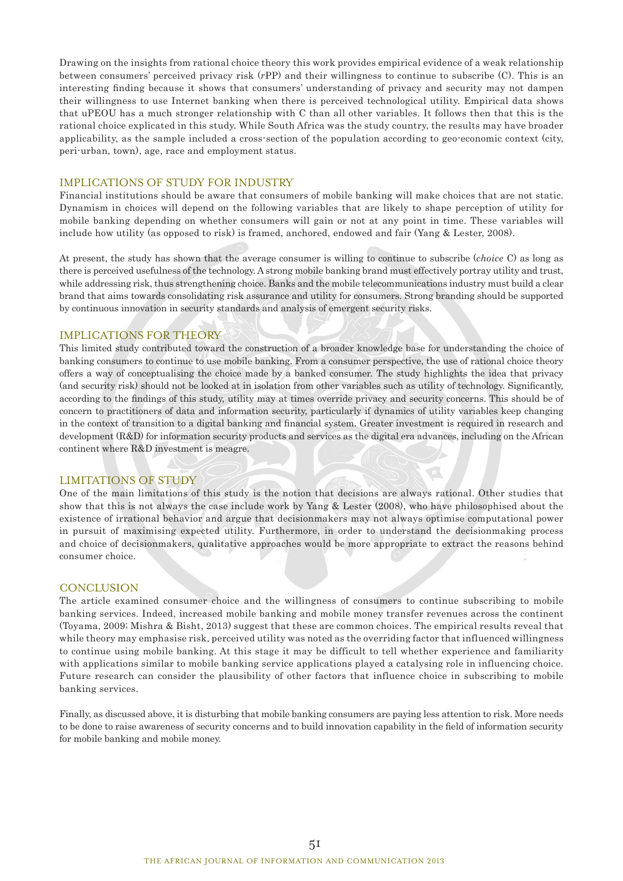Drawing on the insights from rational choice theory this work provides empirical evidence of a weak relationship between consumers' perceived privacy risk (*r*PP) and their willingness to continue to subscribe (C). This is an interesting finding because it shows that consumers' understanding of privacy and security may not dampen their willingness to use Internet banking when there is perceived technological utility. Empirical data shows that uPEOU has a much stronger relationship with C than all other variables. It follows then that this is the rational choice explicated in this study. While South Africa was the study country, the results may have broader applicability, as the sample included a cross-section of the population according to geo-economic context (city, peri-urban, town), age, race and employment status.

## IMPLICATIONS OF STUDY FOR INDUSTRY

Financial institutions should be aware that consumers of mobile banking will make choices that are not static. Dynamism in choices will depend on the following variables that are likely to shape perception of utility for mobile banking depending on whether consumers will gain or not at any point in time. These variables will include how utility (as opposed to risk) is framed, anchored, endowed and fair (Yang & Lester, 2008).

At present, the study has shown that the average consumer is willing to continue to subscribe (*choice* C) as long as there is perceived usefulness of the technology. A strong mobile banking brand must effectively portray utility and trust, while addressing risk, thus strengthening choice. Banks and the mobile telecommunications industry must build a clear brand that aims towards consolidating risk assurance and utility for consumers. Strong branding should be supported by continuous innovation in security standards and analysis of emergent security risks.

## IMPLICATIONS FOR THEORY

This limited study contributed toward the construction of a broader knowledge base for understanding the choice of banking consumers to continue to use mobile banking. From a consumer perspective, the use of rational choice theory offers a way of conceptualising the choice made by a banked consumer. The study highlights the idea that privacy (and security risk) should not be looked at in isolation from other variables such as utility of technology. Significantly, according to the findings of this study, utility may at times override privacy and security concerns. This should be of concern to practitioners of data and information security, particularly if dynamics of utility variables keep changing in the context of transition to a digital banking and financial system. Greater investment is required in research and development (R&D) for information security products and services as the digital era advances, including on the African continent where R&D investment is meagre.

## LIMITATIONS OF STUDY

One of the main limitations of this study is the notion that decisions are always rational. Other studies that show that this is not always the case include work by Yang & Lester (2008), who have philosophised about the existence of irrational behavior and argue that decisionmakers may not always optimise computational power in pursuit of maximising expected utility. Furthermore, in order to understand the decisionmaking process and choice of decisionmakers, qualitative approaches would be more appropriate to extract the reasons behind consumer choice.

## CONCLUSION

The article examined consumer choice and the willingness of consumers to continue subscribing to mobile banking services. Indeed, increased mobile banking and mobile money transfer revenues across the continent (Toyama, 2009; Mishra & Bisht, 2013) suggest that these are common choices. The empirical results reveal that while theory may emphasise risk, perceived utility was noted as the overriding factor that influenced willingness to continue using mobile banking. At this stage it may be difficult to tell whether experience and familiarity with applications similar to mobile banking service applications played a catalysing role in influencing choice. Future research can consider the plausibility of other factors that influence choice in subscribing to mobile banking services.

Finally, as discussed above, it is disturbing that mobile banking consumers are paying less attention to risk. More needs to be done to raise awareness of security concerns and to build innovation capability in the field of information security for mobile banking and mobile money.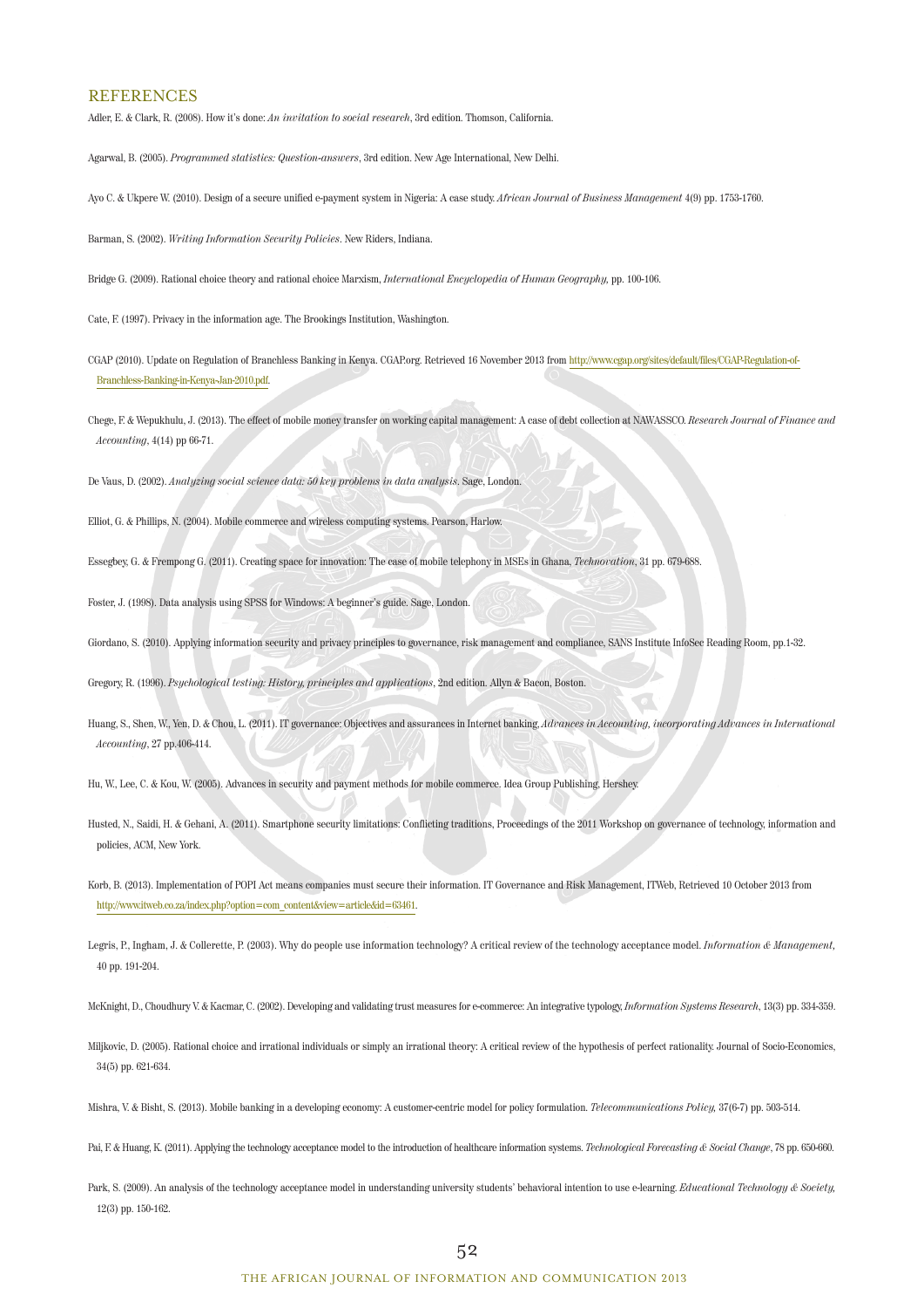## REFERENCES

Adler, E. & Clark, R. (2008). How it's done: *An invitation to social research*, 3rd edition. Thomson, California.

Agarwal, B. (2005). *Programmed statistics: Question-answers*, 3rd edition. New Age International, New Delhi.

Ayo C. & Ukpere W. (2010). Design of a secure unified e-payment system in Nigeria: A case study. *African Journal of Business Management* 4(9) pp. 1753-1760.

Barman, S. (2002). *Writing Information Security Policies*. New Riders, Indiana.

Bridge G. (2009). Rational choice theory and rational choice Marxism, *International Encyclopedia of Human Geography,* pp. 100-106.

Cate, F. (1997). Privacy in the information age. The Brookings Institution, Washington.

CGAP (2010). Update on Regulation of Branchless Banking in Kenya. CGAP.org. Retrieved 16 November 2013 from http://www.cgap.org/sites/default/files/CGAP-Regulation-of-Branchless-Banking-in-Kenya-Jan-2010.pdf.

Chege, F. & Wepukhulu, J. (2013). The effect of mobile money transfer on working capital management: A case of debt collection at NAWASSCO. *Research Journal of Finance and Accounting*, 4(14) pp 66-71.

De Vaus, D. (2002). *Analyzing social science data: 50 key problems in data analysis*. Sage, London.

Elliot, G. & Phillips, N. (2004). Mobile commerce and wireless computing systems. Pearson, Harlow.

Essegbey, G. & Frempong G. (2011). Creating space for innovation: The case of mobile telephony in MSEs in Ghana, *Technovation*, 31 pp. 679-688.

Foster, J. (1998). Data analysis using SPSS for Windows: A beginner's guide. Sage, London.

Giordano, S. (2010). Applying information security and privacy principles to governance, risk management and compliance, SANS Institute InfoSec Reading Room, pp.1-32.

Gregory, R. (1996). *Psychological testing: History, principles and applications*, 2nd edition. Allyn & Bacon, Boston.

Huang, S., Shen, W., Yen, D. & Chou, L. (2011). IT governance: Objectives and assurances in Internet banking. *Advances in Accounting, incorporating Advances in International Accounting*, 27 pp.406-414.

Hu, W., Lee, C. & Kou, W. (2005). Advances in security and payment methods for mobile commerce. Idea Group Publishing, Hershey.

Husted, N., Saidi, H. & Gehani, A. (2011). Smartphone security limitations: Conflicting traditions, Proceedings of the 2011 Workshop on governance of technology, information and policies, ACM, New York.

Korb, B. (2013). Implementation of POPI Act means companies must secure their information. IT Governance and Risk Management, ITWeb, Retrieved 10 October 2013 from http://www.itweb.co.za/index.php?option=com_content&view=article&id=63461.

Legris, P., Ingham, J. & Collerette, P. (2003). Why do people use information technology? A critical review of the technology acceptance model. *Information & Management,* 40 pp. 191-204.

McKnight, D., Choudhury V. & Kacmar, C. (2002). Developing and validating trust measures for e-commerce: An integrative typology, *Information Systems Research*, 13(3) pp. 334-359.

Miljkovic, D. (2005). Rational choice and irrational individuals or simply an irrational theory: A critical review of the hypothesis of perfect rationality. Journal of Socio-Economics, 34(5) pp. 621-634.

Mishra, V. & Bisht, S. (2013). Mobile banking in a developing economy: A customer-centric model for policy formulation. *Telecommunications Policy,* 37(6-7) pp. 503-514.

Pai, F. & Huang, K. (2011). Applying the technology acceptance model to the introduction of healthcare information systems. *Technological Forecasting & Social Change*, 78 pp. 650-660.

Park, S. (2009). An analysis of the technology acceptance model in understanding university students' behavioral intention to use e-learning. *Educational Technology & Society,* 12(3) pp. 150-162.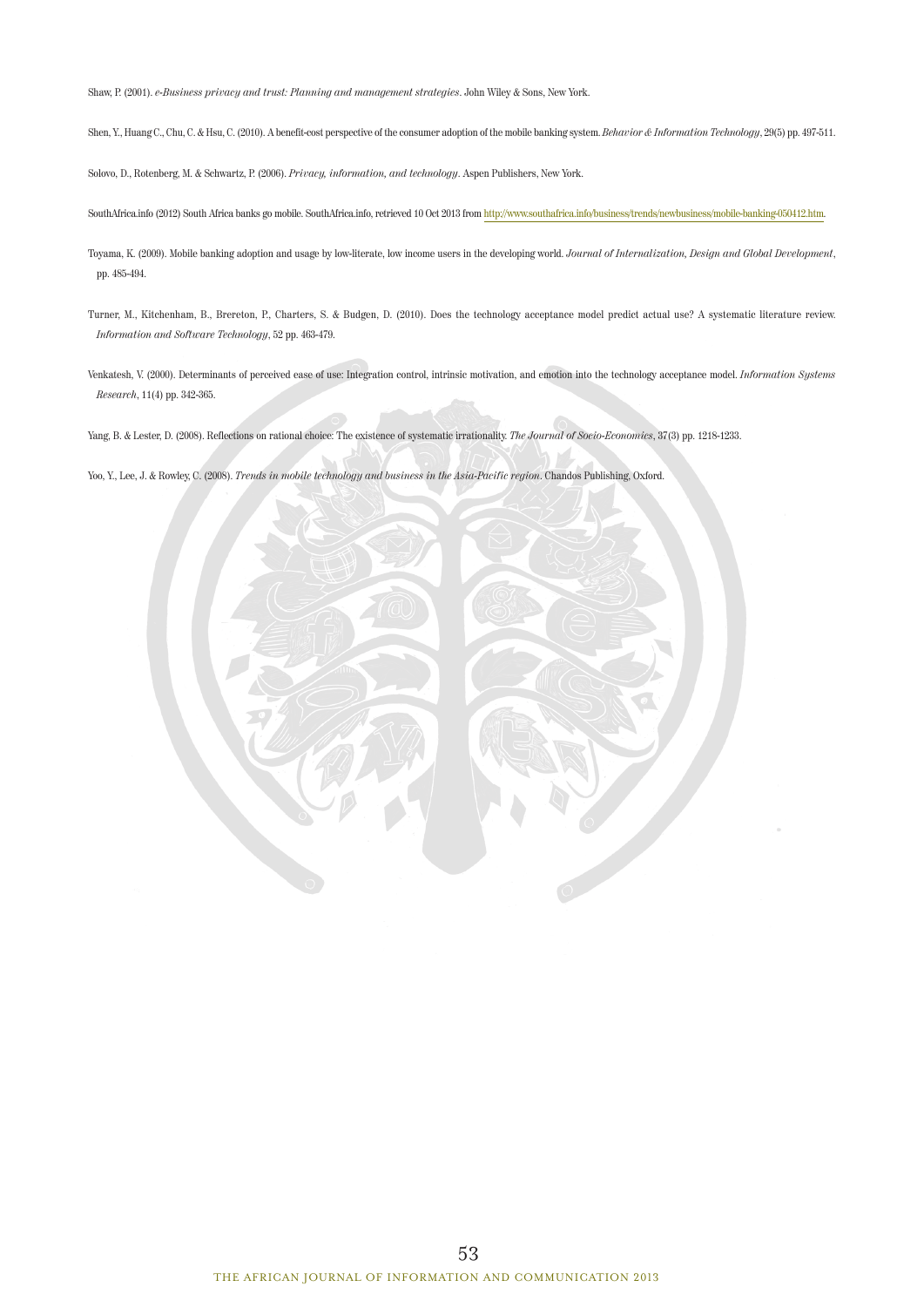Shaw, P. (2001). *e-Business privacy and trust: Planning and management strategies*. John Wiley & Sons, New York.

Shen, Y., Huang C., Chu, C. & Hsu, C. (2010). A benefit-cost perspective of the consumer adoption of the mobile banking system. *Behavior & Information Technology*, 29(5) pp. 497-511.

Solovo, D., Rotenberg, M. & Schwartz, P. (2006). *Privacy, information, and technology*. Aspen Publishers, New York.

SouthAfrica.info (2012) South Africa banks go mobile. SouthAfrica.info, retrieved 10 Oct 2013 from http://www.southafrica.info/business/trends/newbusiness/mobile-banking-050412.htm.

Toyama, K. (2009). Mobile banking adoption and usage by low-literate, low income users in the developing world. *Journal of Internalization, Design and Global Development*, pp. 485-494.

Turner, M., Kitchenham, B., Brereton, P., Charters, S. & Budgen, D. (2010). Does the technology acceptance model predict actual use? A systematic literature review. *Information and Software Technology*, 52 pp. 463-479.

Venkatesh, V. (2000). Determinants of perceived ease of use: Integration control, intrinsic motivation, and emotion into the technology acceptance model. *Information Systems Research*, 11(4) pp. 342-365.

Yang, B. & Lester, D. (2008). Reflections on rational choice: The existence of systematic irrationality. *The Journal of Socio-Economics*, 37(3) pp. 1218-1233.

Yoo, Y., Lee, J. & Rowley, C. (2008). *Trends in mobile technology and business in the Asia-Pacific region*. Chandos Publishing, Oxford.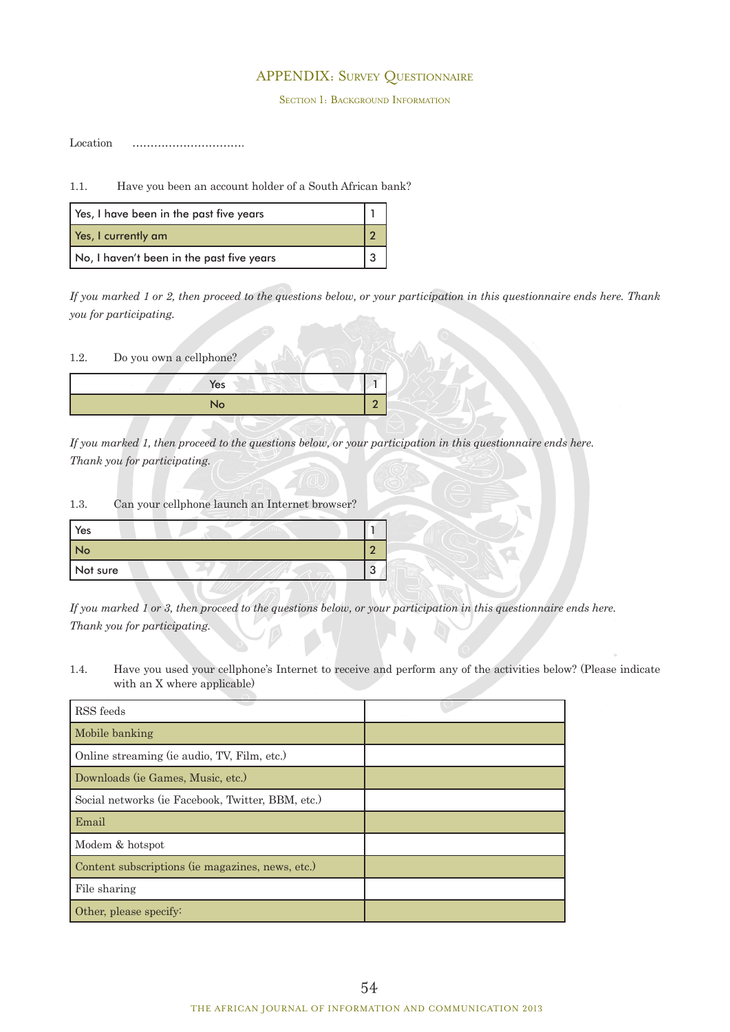# APPENDIX: Survey Questionnaire

## Section 1: Background Information

Location ...............................

1.1. Have you been an account holder of a South African bank?

| | |
|---|---|
| Yes, I have been in the past five years | 1 |
| Yes, I currently am | 2 |
| No, I haven't been in the past five years | 3 |

*If you marked 1 or 2, then proceed to the questions below, or your participation in this questionnaire ends here. Thank you for participating.*

1.2. Do you own a cellphone?

| | |
|---|---|
| Yes | 1 |
| No | 2 |

*If you marked 1, then proceed to the questions below, or your participation in this questionnaire ends here. Thank you for participating.*

1.3. Can your cellphone launch an Internet browser?

| | |
|---|---|
| Yes | 1 |
| No | 2 |
| Not sure | 3 |

*If you marked 1 or 3, then proceed to the questions below, or your participation in this questionnaire ends here. Thank you for participating.*

1.4. Have you used your cellphone's Internet to receive and perform any of the activities below? (Please indicate with an X where applicable)

| | |
|---|---|
| RSS feeds | |
| Mobile banking | |
| Online streaming (ie audio, TV, Film, etc.) | |
| Downloads (ie Games, Music, etc.) | |
| Social networks (ie Facebook, Twitter, BBM, etc.) | |
| Email | |
| Modem & hotspot | |
| Content subscriptions (ie magazines, news, etc.) | |
| File sharing | |
| Other, please specify: | |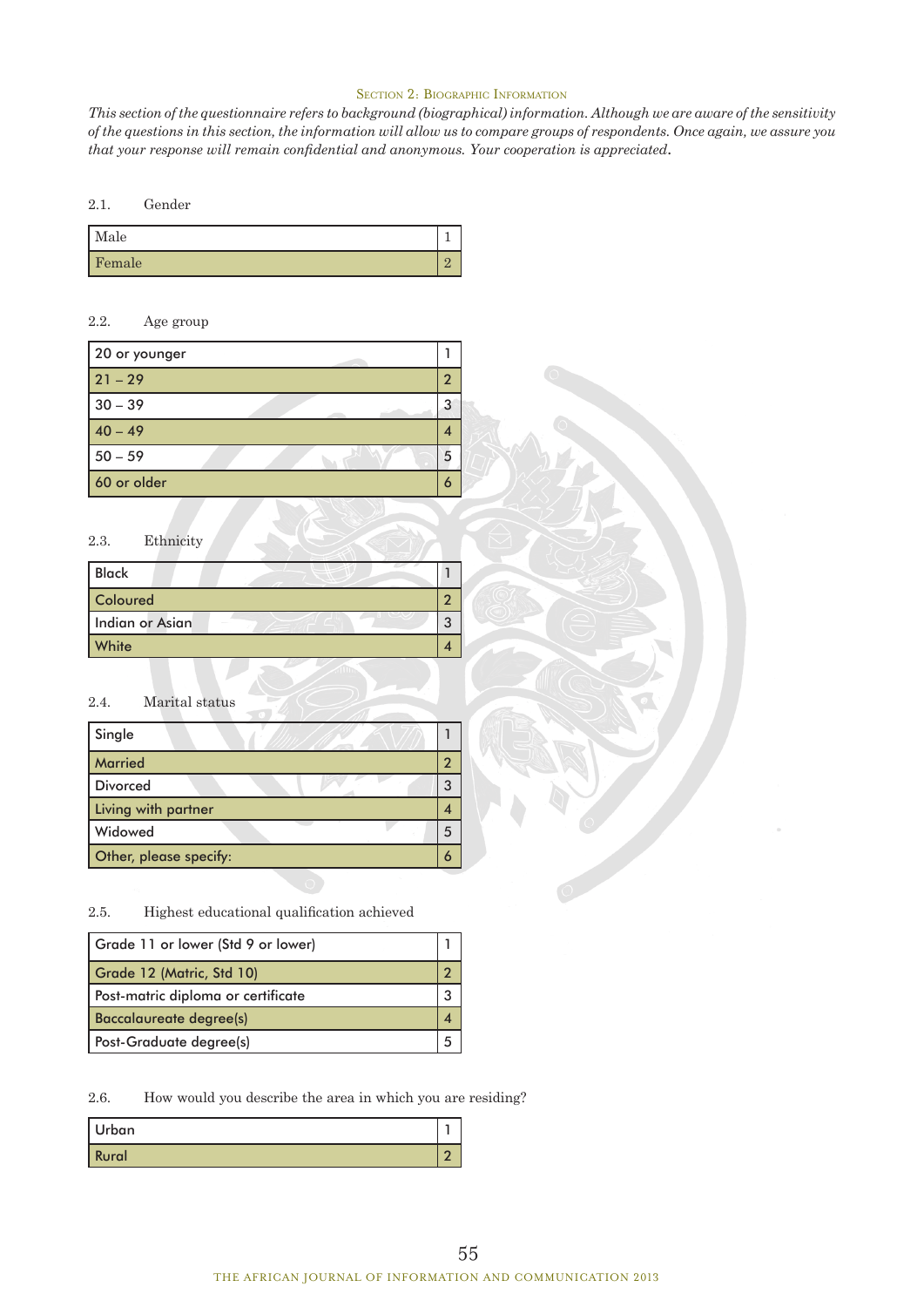## Section 2: Biographic Information

*This section of the questionnaire refers to background (biographical) information. Although we are aware of the sensitivity of the questions in this section, the information will allow us to compare groups of respondents. Once again, we assure you that your response will remain confidential and anonymous. Your cooperation is appreciated.*

2.1. Gender

| Male | 1 |
|---|---|
| Female | 2 |

2.2. Age group

| 20 or younger | 1 |
|---|---|
| 21 – 29 | 2 |
| 30 – 39 | 3 |
| 40 – 49 | 4 |
| 50 – 59 | 5 |
| 60 or older | 6 |

2.3. Ethnicity

| Black | 1 |
|---|---|
| Coloured | 2 |
| Indian or Asian | 3 |
| White | 4 |

2.4. Marital status

| Single | 1 |
|---|---|
| Married | 2 |
| Divorced | 3 |
| Living with partner | 4 |
| Widowed | 5 |
| Other, please specify: | 6 |

2.5. Highest educational qualification achieved

| Grade 11 or lower (Std 9 or lower) | 1 |
|---|---|
| Grade 12 (Matric, Std 10) | 2 |
| Post-matric diploma or certificate | 3 |
| Baccalaureate degree(s) | 4 |
| Post-Graduate degree(s) | 5 |

2.6. How would you describe the area in which you are residing?

| Urban | 1 |
|---|---|
| Rural | 2 |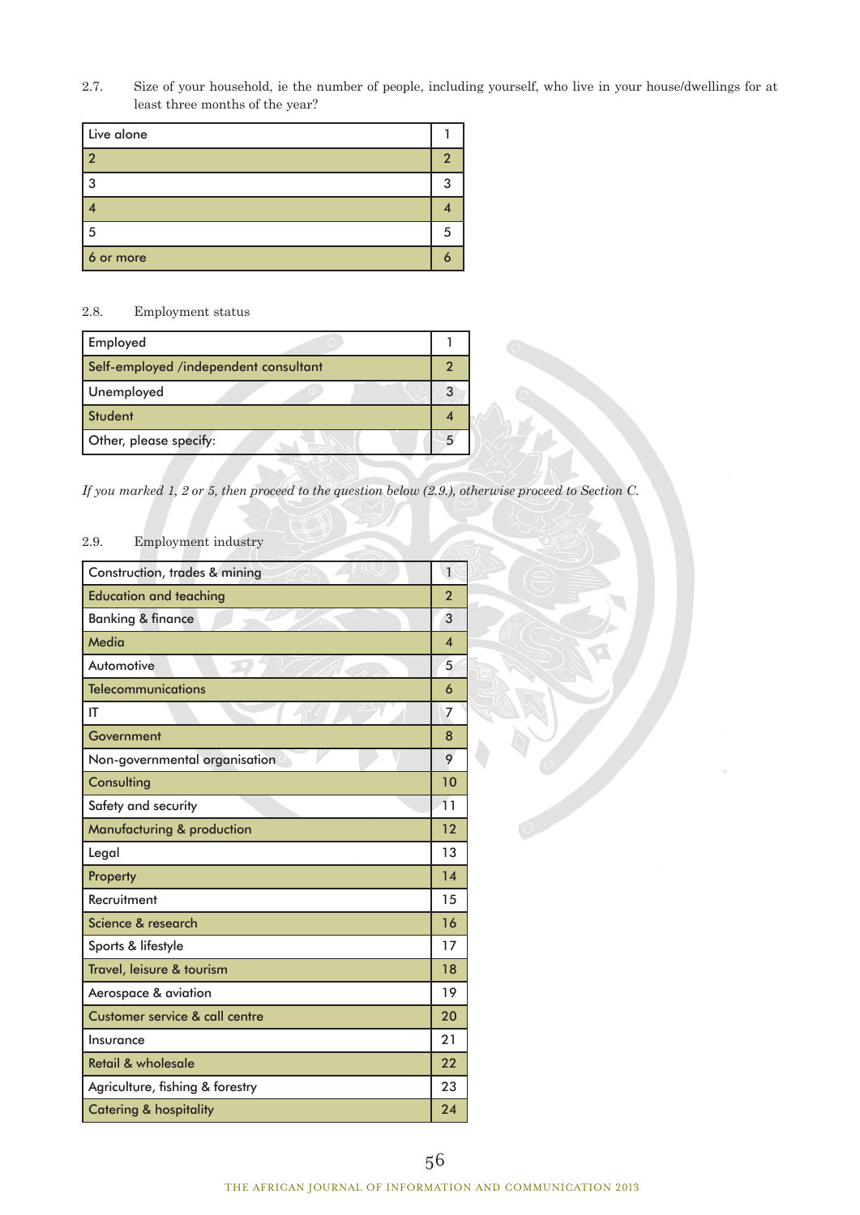2.7. Size of your household, ie the number of people, including yourself, who live in your house/dwellings for at least three months of the year?

| | |
|---|---|
| Live alone | 1 |
| 2 | 2 |
| 3 | 3 |
| 4 | 4 |
| 5 | 5 |
| 6 or more | 6 |

2.8. Employment status

| | |
|---|---|
| Employed | 1 |
| Self-employed /independent consultant | 2 |
| Unemployed | 3 |
| Student | 4 |
| Other, please specify: | 5 |

*If you marked 1, 2 or 5, then proceed to the question below (2.9.), otherwise proceed to Section C.*

2.9. Employment industry

| | |
|---|---|
| Construction, trades & mining | 1 |
| Education and teaching | 2 |
| Banking & finance | 3 |
| Media | 4 |
| Automotive | 5 |
| Telecommunications | 6 |
| IT | 7 |
| Government | 8 |
| Non-governmental organisation | 9 |
| Consulting | 10 |
| Safety and security | 11 |
| Manufacturing & production | 12 |
| Legal | 13 |
| Property | 14 |
| Recruitment | 15 |
| Science & research | 16 |
| Sports & lifestyle | 17 |
| Travel, leisure & tourism | 18 |
| Aerospace & aviation | 19 |
| Customer service & call centre | 20 |
| Insurance | 21 |
| Retail & wholesale | 22 |
| Agriculture, fishing & forestry | 23 |
| Catering & hospitality | 24 |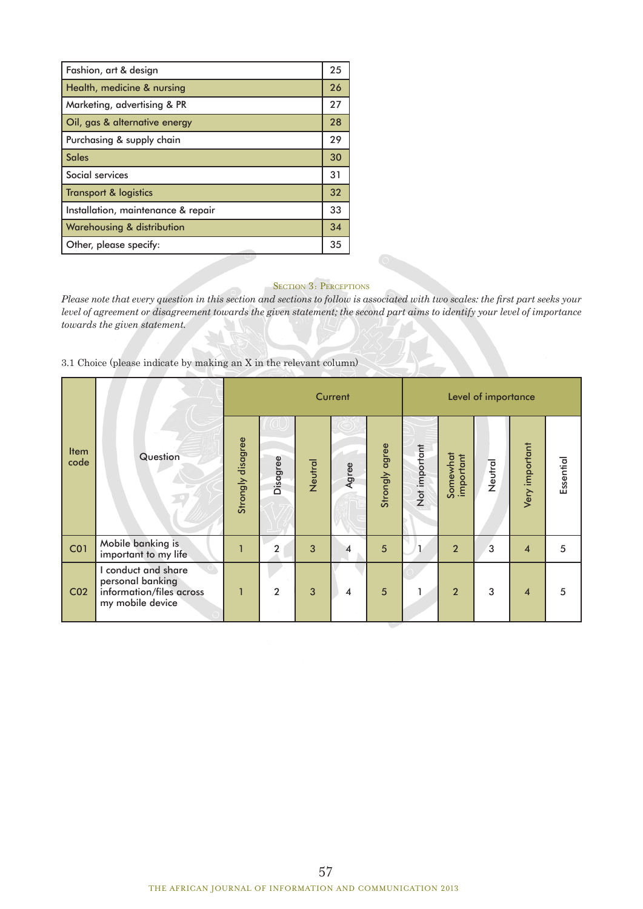| Fashion, art & design | 25 |
|---|---|
| Health, medicine & nursing | 26 |
| Marketing, advertising & PR | 27 |
| Oil, gas & alternative energy | 28 |
| Purchasing & supply chain | 29 |
| Sales | 30 |
| Social services | 31 |
| Transport & logistics | 32 |
| Installation, maintenance & repair | 33 |
| Warehousing & distribution | 34 |
| Other, please specify: | 35 |

## Section 3: Perceptions

*Please note that every question in this section and sections to follow is associated with two scales: the first part seeks your level of agreement or disagreement towards the given statement; the second part aims to identify your level of importance towards the given statement.*

3.1 Choice (please indicate by making an X in the relevant column)

| Item code | Question | Current | | | | | Level of importance | | | | |
|---|---|---|---|---|---|---|---|---|---|---|---|
| | | Strongly disagree | Disagree | Neutral | Agree | Strongly agree | Not important | Somewhat important | Neutral | Very important | Essential |
| C01 | Mobile banking is important to my life | 1 | 2 | 3 | 4 | 5 | 1 | 2 | 3 | 4 | 5 |
| C02 | I conduct and share personal banking information/files across my mobile device | 1 | 2 | 3 | 4 | 5 | 1 | 2 | 3 | 4 | 5 |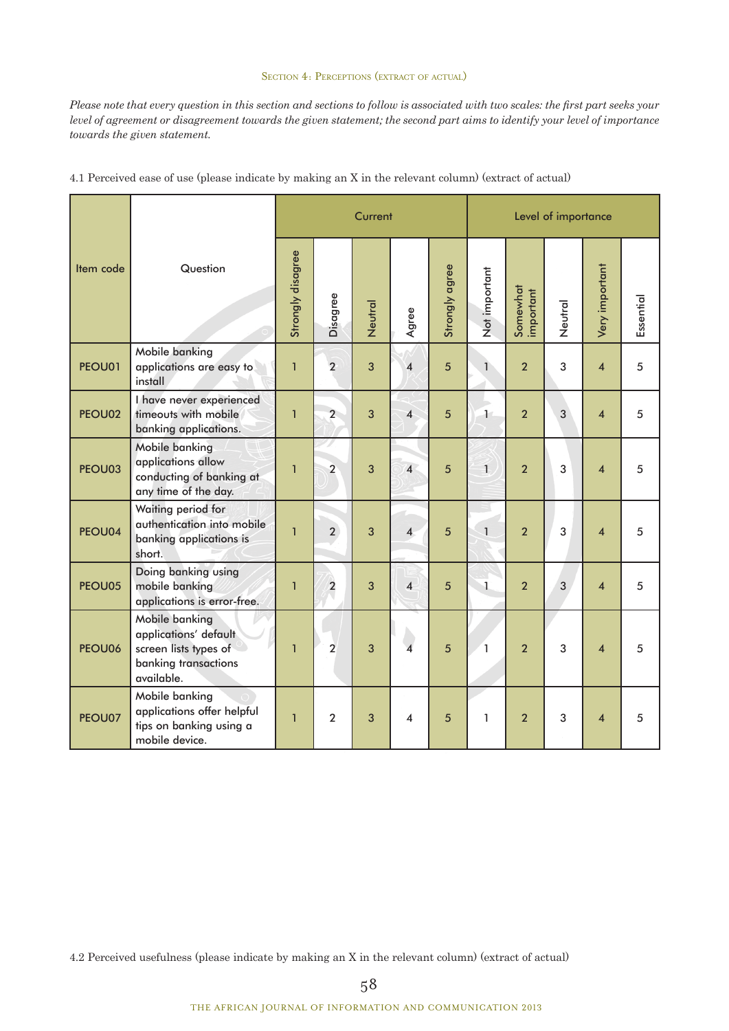Section 4: Perceptions (extract of actual)

*Please note that every question in this section and sections to follow is associated with two scales: the first part seeks your level of agreement or disagreement towards the given statement; the second part aims to identify your level of importance towards the given statement.*

4.1 Perceived ease of use (please indicate by making an X in the relevant column) (extract of actual)

| Item code | Question | Current | | | | | Level of importance | | | | |
|---|---|---|---|---|---|---|---|---|---|---|---|
| | | Strongly disagree | Disagree | Neutral | Agree | Strongly agree | Not important | Somewhat important | Neutral | Very important | Essential |
| PEOU01 | Mobile banking applications are easy to install | 1 | 2 | 3 | 4 | 5 | 1 | 2 | 3 | 4 | 5 |
| PEOU02 | I have never experienced timeouts with mobile banking applications. | 1 | 2 | 3 | 4 | 5 | 1 | 2 | 3 | 4 | 5 |
| PEOU03 | Mobile banking applications allow conducting of banking at any time of the day. | 1 | 2 | 3 | 4 | 5 | 1 | 2 | 3 | 4 | 5 |
| PEOU04 | Waiting period for authentication into mobile banking applications is short. | 1 | 2 | 3 | 4 | 5 | 1 | 2 | 3 | 4 | 5 |
| PEOU05 | Doing banking using mobile banking applications is error-free. | 1 | 2 | 3 | 4 | 5 | 1 | 2 | 3 | 4 | 5 |
| PEOU06 | Mobile banking applications' default screen lists types of banking transactions available. | 1 | 2 | 3 | 4 | 5 | 1 | 2 | 3 | 4 | 5 |
| PEOU07 | Mobile banking applications offer helpful tips on banking using a mobile device. | 1 | 2 | 3 | 4 | 5 | 1 | 2 | 3 | 4 | 5 |

4.2 Perceived usefulness (please indicate by making an X in the relevant column) (extract of actual)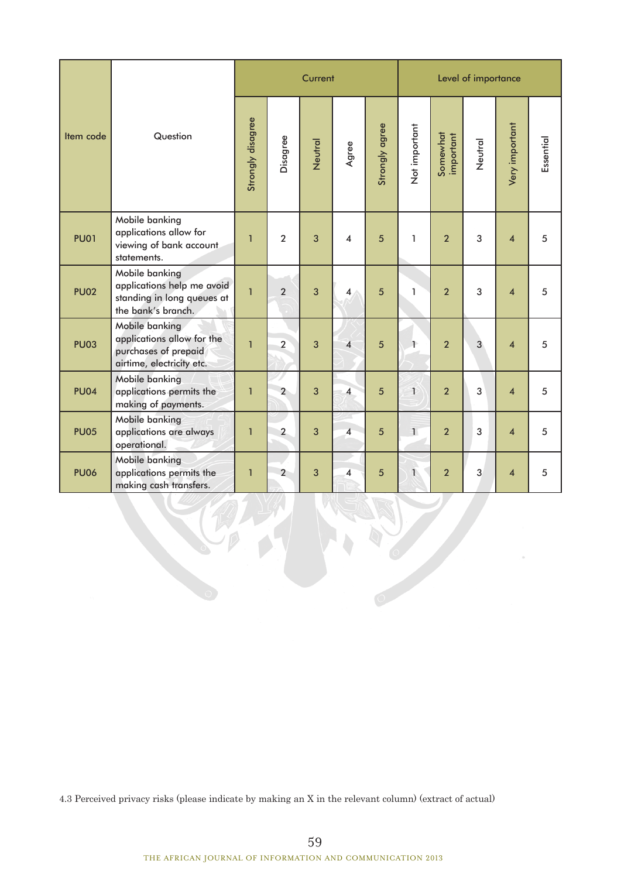| Item code | Question | Current | | | | | Level of importance | | | | |
|---|---|---|---|---|---|---|---|---|---|---|---|
| | | Strongly disagree | Disagree | Neutral | Agree | Strongly agree | Not important | Somewhat important | Neutral | Very important | Essential |
| PU01 | Mobile banking applications allow for viewing of bank account statements. | 1 | 2 | 3 | 4 | 5 | 1 | 2 | 3 | 4 | 5 |
| PU02 | Mobile banking applications help me avoid standing in long queues at the bank's branch. | 1 | 2 | 3 | 4 | 5 | 1 | 2 | 3 | 4 | 5 |
| PU03 | Mobile banking applications allow for the purchases of prepaid airtime, electricity etc. | 1 | 2 | 3 | 4 | 5 | 1 | 2 | 3 | 4 | 5 |
| PU04 | Mobile banking applications permits the making of payments. | 1 | 2 | 3 | 4 | 5 | 1 | 2 | 3 | 4 | 5 |
| PU05 | Mobile banking applications are always operational. | 1 | 2 | 3 | 4 | 5 | 1 | 2 | 3 | 4 | 5 |
| PU06 | Mobile banking applications permits the making cash transfers. | 1 | 2 | 3 | 4 | 5 | 1 | 2 | 3 | 4 | 5 |

4.3 Perceived privacy risks (please indicate by making an X in the relevant column) (extract of actual)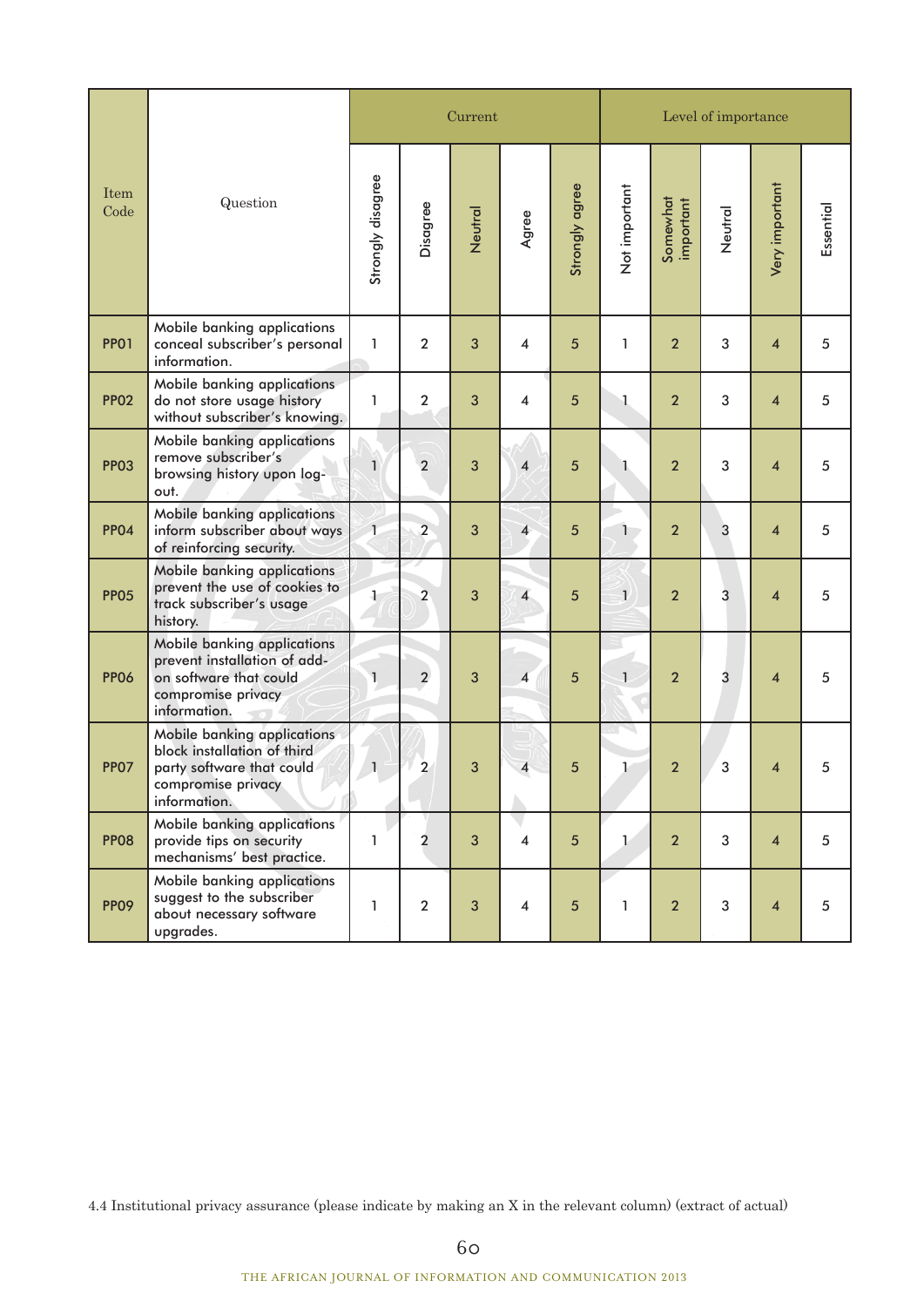| Item Code | Question | Current | | | | | Level of importance | | | | |
|---|---|---|---|---|---|---|---|---|---|---|---|
| | | Strongly disagree | Disagree | Neutral | Agree | Strongly agree | Not important | Somewhat important | Neutral | Very important | Essential |
| PP01 | Mobile banking applications conceal subscriber's personal information. | 1 | 2 | 3 | 4 | 5 | 1 | 2 | 3 | 4 | 5 |
| PP02 | Mobile banking applications do not store usage history without subscriber's knowing. | 1 | 2 | 3 | 4 | 5 | 1 | 2 | 3 | 4 | 5 |
| PP03 | Mobile banking applications remove subscriber's browsing history upon log-out. | 1 | 2 | 3 | 4 | 5 | 1 | 2 | 3 | 4 | 5 |
| PP04 | Mobile banking applications inform subscriber about ways of reinforcing security. | 1 | 2 | 3 | 4 | 5 | 1 | 2 | 3 | 4 | 5 |
| PP05 | Mobile banking applications prevent the use of cookies to track subscriber's usage history. | 1 | 2 | 3 | 4 | 5 | 1 | 2 | 3 | 4 | 5 |
| PP06 | Mobile banking applications prevent installation of add-on software that could compromise privacy information. | 1 | 2 | 3 | 4 | 5 | 1 | 2 | 3 | 4 | 5 |
| PP07 | Mobile banking applications block installation of third party software that could compromise privacy information. | 1 | 2 | 3 | 4 | 5 | 1 | 2 | 3 | 4 | 5 |
| PP08 | Mobile banking applications provide tips on security mechanisms' best practice. | 1 | 2 | 3 | 4 | 5 | 1 | 2 | 3 | 4 | 5 |
| PP09 | Mobile banking applications suggest to the subscriber about necessary software upgrades. | 1 | 2 | 3 | 4 | 5 | 1 | 2 | 3 | 4 | 5 |

4.4 Institutional privacy assurance (please indicate by making an X in the relevant column) (extract of actual)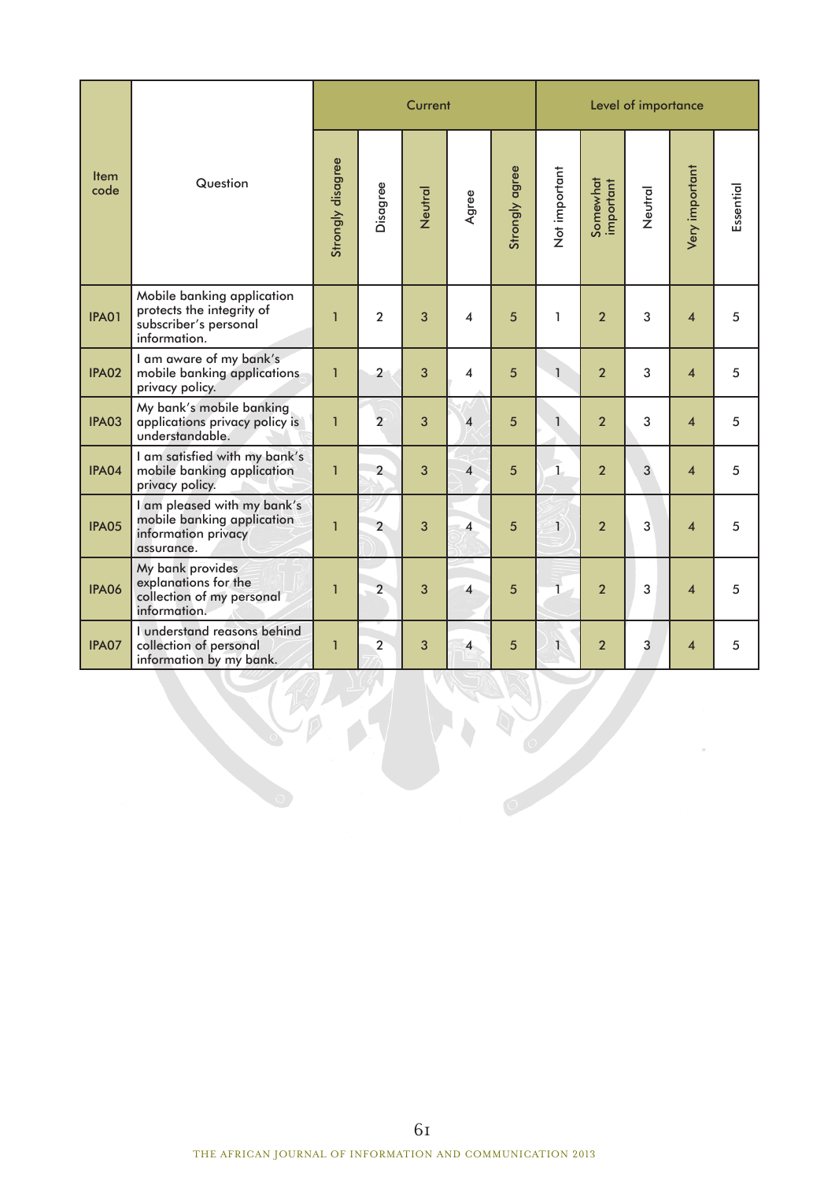| Item code | Question | Current | | | | | Level of importance | | | | |
|---|---|---|---|---|---|---|---|---|---|---|---|
| | | Strongly disagree | Disagree | Neutral | Agree | Strongly agree | Not important | Somewhat important | Neutral | Very important | Essential |
| **IPA01** | Mobile banking application protects the integrity of subscriber's personal information. | 1 | 2 | 3 | 4 | 5 | 1 | 2 | 3 | 4 | 5 |
| **IPA02** | I am aware of my bank's mobile banking applications privacy policy. | 1 | 2 | 3 | 4 | 5 | 1 | 2 | 3 | 4 | 5 |
| **IPA03** | My bank's mobile banking applications privacy policy is understandable. | 1 | 2 | 3 | 4 | 5 | 1 | 2 | 3 | 4 | 5 |
| **IPA04** | I am satisfied with my bank's mobile banking application privacy policy. | 1 | 2 | 3 | 4 | 5 | 1 | 2 | 3 | 4 | 5 |
| **IPA05** | I am pleased with my bank's mobile banking application information privacy assurance. | 1 | 2 | 3 | 4 | 5 | 1 | 2 | 3 | 4 | 5 |
| **IPA06** | My bank provides explanations for the collection of my personal information. | 1 | 2 | 3 | 4 | 5 | 1 | 2 | 3 | 4 | 5 |
| **IPA07** | I understand reasons behind collection of personal information by my bank. | 1 | 2 | 3 | 4 | 5 | 1 | 2 | 3 | 4 | 5 |